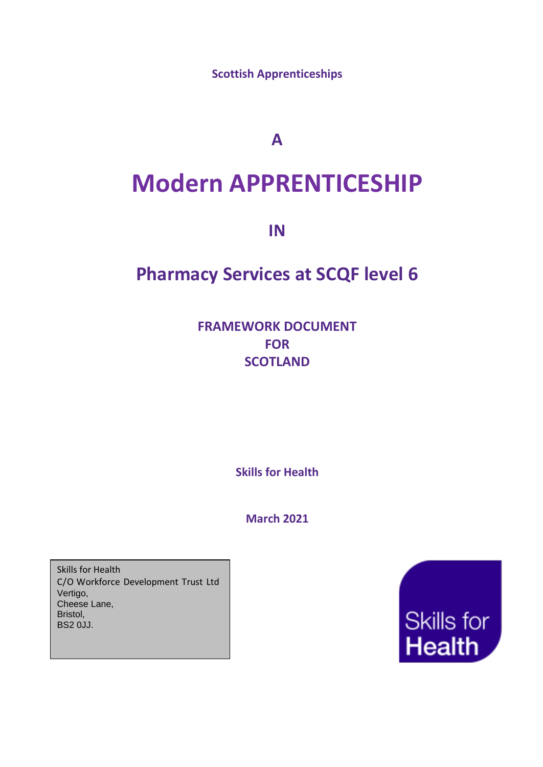**Scottish Apprenticeships**

# A

# Modern APPRENTICESHIP

# IN

# Pharmacy Services at SCQF level 6

## FRAMEWORK DOCUMENT
## FOR
## SCOTLAND

**Skills for Health**

**March 2021**

Skills for Health
C/O Workforce Development Trust Ltd
Vertigo,
Cheese Lane,
Bristol,
BS2 0JJ.

Skills for Health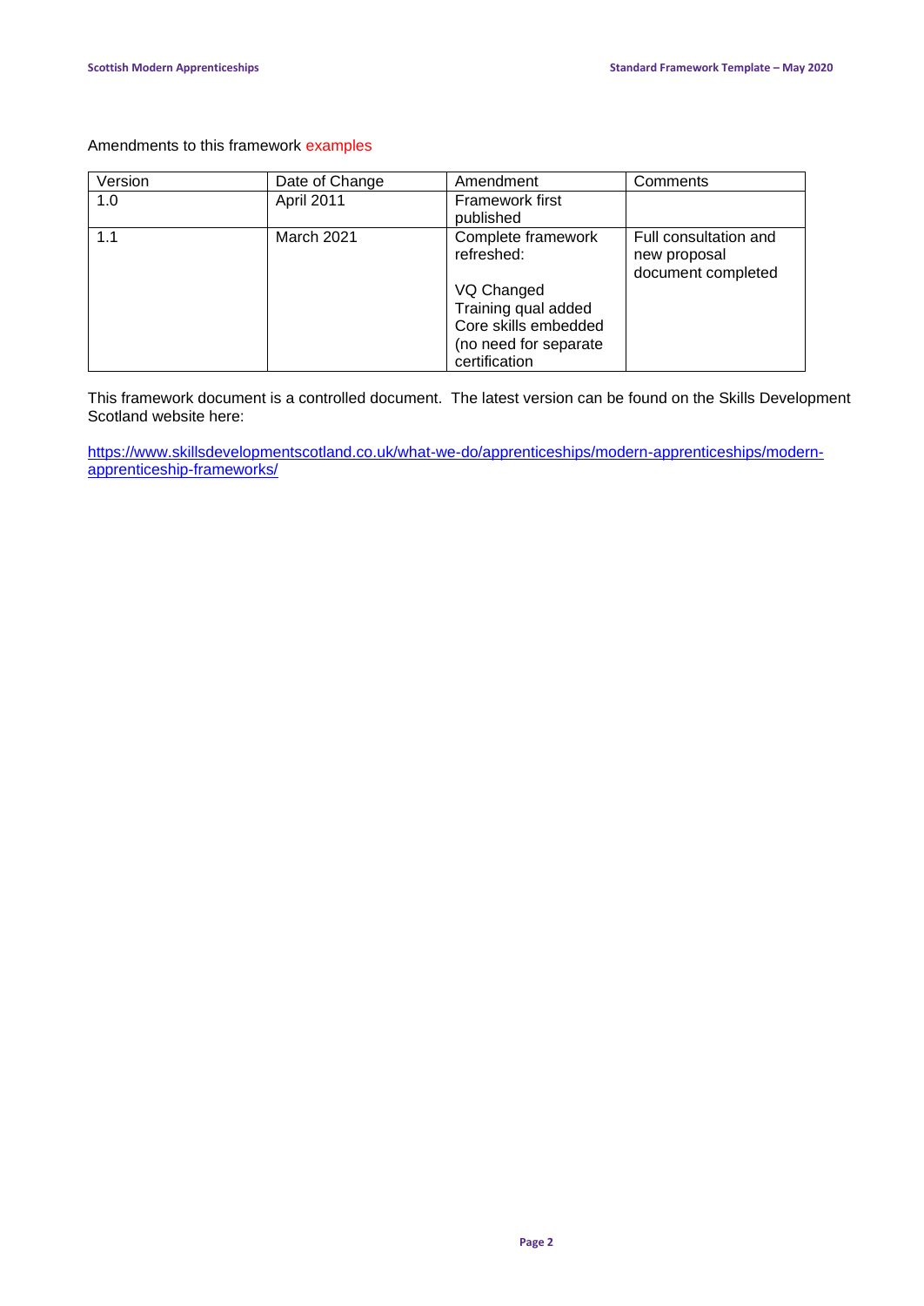Amendments to this framework examples

| Version | Date of Change | Amendment | Comments |
|---|---|---|---|
| 1.0 | April 2011 | Framework first published | |
| 1.1 | March 2021 | Complete framework refreshed: <br><br> VQ Changed <br> Training qual added <br> Core skills embedded (no need for separate certification | Full consultation and new proposal document completed |

This framework document is a controlled document. The latest version can be found on the Skills Development Scotland website here:

[https://www.skillsdevelopmentscotland.co.uk/what-we-do/apprenticeships/modern-apprenticeships/modern-apprenticeship-frameworks/](https://www.skillsdevelopmentscotland.co.uk/what-we-do/apprenticeships/modern-apprenticeships/modern-apprenticeship-frameworks/)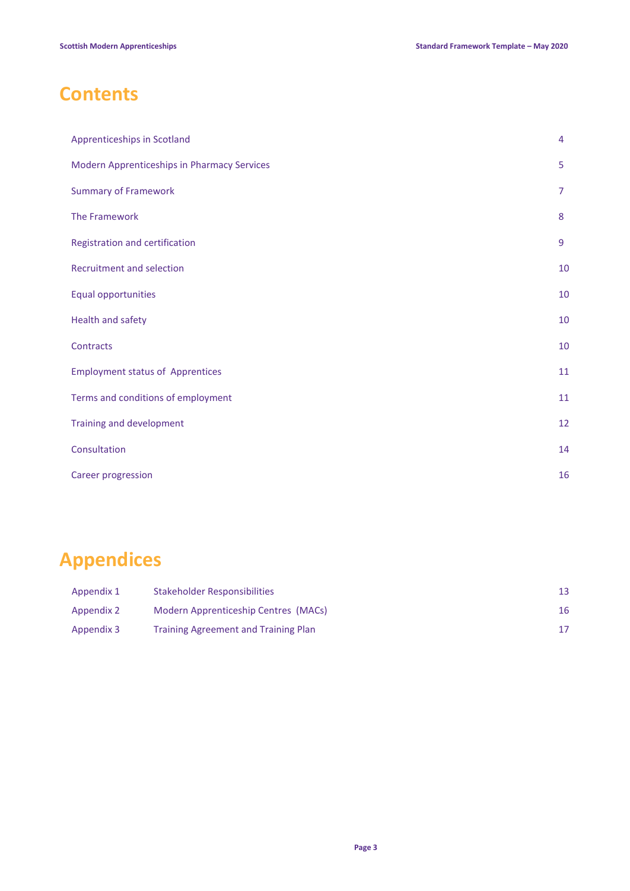# Contents

| | |
|---|---|
| Apprenticeships in Scotland | 4 |
| Modern Apprenticeships in Pharmacy Services | 5 |
| Summary of Framework | 7 |
| The Framework | 8 |
| Registration and certification | 9 |
| Recruitment and selection | 10 |
| Equal opportunities | 10 |
| Health and safety | 10 |
| Contracts | 10 |
| Employment status of Apprentices | 11 |
| Terms and conditions of employment | 11 |
| Training and development | 12 |
| Consultation | 14 |
| Career progression | 16 |

# Appendices

| | | |
|---|---|---|
| Appendix 1 | Stakeholder Responsibilities | 13 |
| Appendix 2 | Modern Apprenticeship Centres (MACs) | 16 |
| Appendix 3 | Training Agreement and Training Plan | 17 |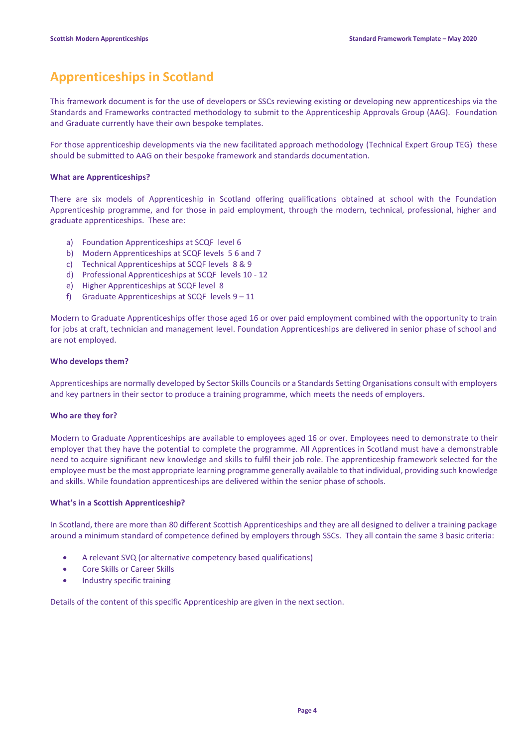# Apprenticeships in Scotland

This framework document is for the use of developers or SSCs reviewing existing or developing new apprenticeships via the Standards and Frameworks contracted methodology to submit to the Apprenticeship Approvals Group (AAG). Foundation and Graduate currently have their own bespoke templates.

For those apprenticeship developments via the new facilitated approach methodology (Technical Expert Group TEG) these should be submitted to AAG on their bespoke framework and standards documentation.

**What are Apprenticeships?**

There are six models of Apprenticeship in Scotland offering qualifications obtained at school with the Foundation Apprenticeship programme, and for those in paid employment, through the modern, technical, professional, higher and graduate apprenticeships. These are:

a) Foundation Apprenticeships at SCQF level 6
b) Modern Apprenticeships at SCQF levels 5 6 and 7
c) Technical Apprenticeships at SCQF levels 8 & 9
d) Professional Apprenticeships at SCQF levels 10 - 12
e) Higher Apprenticeships at SCQF level 8
f) Graduate Apprenticeships at SCQF levels 9 – 11

Modern to Graduate Apprenticeships offer those aged 16 or over paid employment combined with the opportunity to train for jobs at craft, technician and management level. Foundation Apprenticeships are delivered in senior phase of school and are not employed.

**Who develops them?**

Apprenticeships are normally developed by Sector Skills Councils or a Standards Setting Organisations consult with employers and key partners in their sector to produce a training programme, which meets the needs of employers.

**Who are they for?**

Modern to Graduate Apprenticeships are available to employees aged 16 or over. Employees need to demonstrate to their employer that they have the potential to complete the programme. All Apprentices in Scotland must have a demonstrable need to acquire significant new knowledge and skills to fulfil their job role. The apprenticeship framework selected for the employee must be the most appropriate learning programme generally available to that individual, providing such knowledge and skills. While foundation apprenticeships are delivered within the senior phase of schools.

**What's in a Scottish Apprenticeship?**

In Scotland, there are more than 80 different Scottish Apprenticeships and they are all designed to deliver a training package around a minimum standard of competence defined by employers through SSCs. They all contain the same 3 basic criteria:

- A relevant SVQ (or alternative competency based qualifications)
- Core Skills or Career Skills
- Industry specific training

Details of the content of this specific Apprenticeship are given in the next section.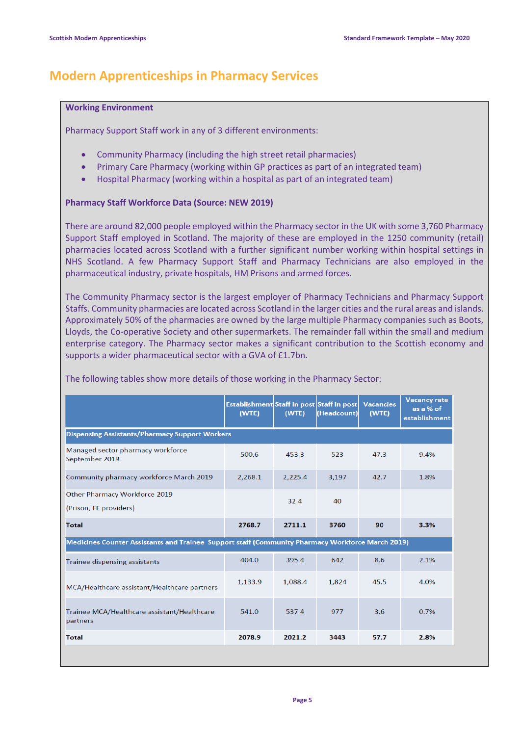# Modern Apprenticeships in Pharmacy Services

### Working Environment

Pharmacy Support Staff work in any of 3 different environments:

- Community Pharmacy (including the high street retail pharmacies)
- Primary Care Pharmacy (working within GP practices as part of an integrated team)
- Hospital Pharmacy (working within a hospital as part of an integrated team)

### Pharmacy Staff Workforce Data (Source: NEW 2019)

There are around 82,000 people employed within the Pharmacy sector in the UK with some 3,760 Pharmacy Support Staff employed in Scotland. The majority of these are employed in the 1250 community (retail) pharmacies located across Scotland with a further significant number working within hospital settings in NHS Scotland. A few Pharmacy Support Staff and Pharmacy Technicians are also employed in the pharmaceutical industry, private hospitals, HM Prisons and armed forces.

The Community Pharmacy sector is the largest employer of Pharmacy Technicians and Pharmacy Support Staffs. Community pharmacies are located across Scotland in the larger cities and the rural areas and islands. Approximately 50% of the pharmacies are owned by the large multiple Pharmacy companies such as Boots, Lloyds, the Co-operative Society and other supermarkets. The remainder fall within the small and medium enterprise category. The Pharmacy sector makes a significant contribution to the Scottish economy and supports a wider pharmaceutical sector with a GVA of £1.7bn.

The following tables show more details of those working in the Pharmacy Sector:

| | Establishment (WTE) | Staff in post (WTE) | Staff in post (Headcount) | Vacancies (WTE) | Vacancy rate as a % of establishment |
|---|---|---|---|---|---|
| **Dispensing Assistants/Pharmacy Support Workers** | | | | | |
| Managed sector pharmacy workforce September 2019 | 500.6 | 453.3 | 523 | 47.3 | 9.4% |
| Community pharmacy workforce March 2019 | 2,268.1 | 2,225.4 | 3,197 | 42.7 | 1.8% |
| Other Pharmacy Workforce 2019 (Prison, FE providers) | | 32.4 | 40 | | |
| **Total** | **2768.7** | **2711.1** | **3760** | **90** | **3.3%** |
| **Medicines Counter Assistants and Trainee Support staff (Community Pharmacy Workforce March 2019)** | | | | | |
| Trainee dispensing assistants | 404.0 | 395.4 | 642 | 8.6 | 2.1% |
| MCA/Healthcare assistant/Healthcare partners | 1,133.9 | 1,088.4 | 1,824 | 45.5 | 4.0% |
| Trainee MCA/Healthcare assistant/Healthcare partners | 541.0 | 537.4 | 977 | 3.6 | 0.7% |
| **Total** | **2078.9** | **2021.2** | **3443** | **57.7** | **2.8%** |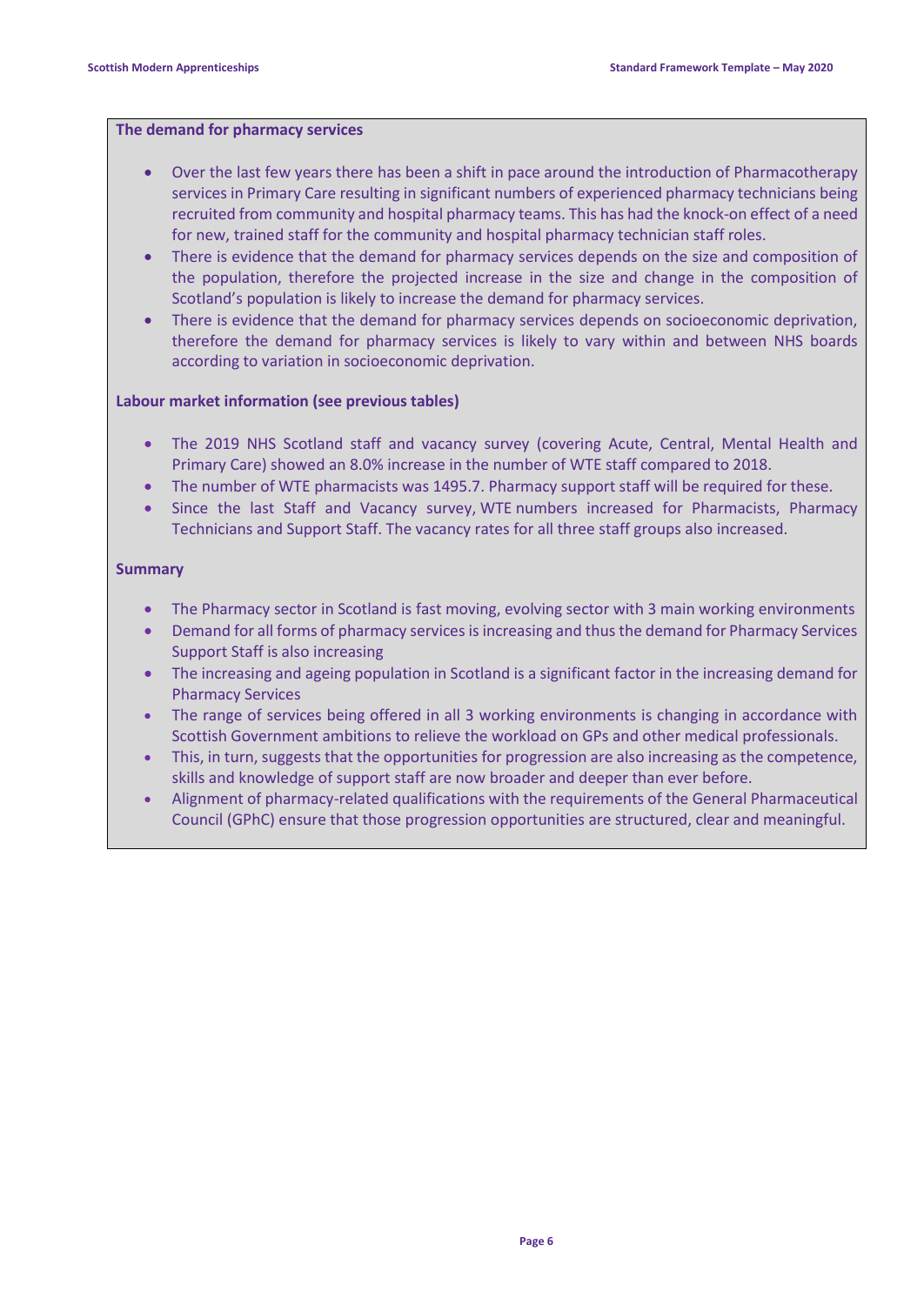**The demand for pharmacy services**

- Over the last few years there has been a shift in pace around the introduction of Pharmacotherapy services in Primary Care resulting in significant numbers of experienced pharmacy technicians being recruited from community and hospital pharmacy teams. This has had the knock-on effect of a need for new, trained staff for the community and hospital pharmacy technician staff roles.
- There is evidence that the demand for pharmacy services depends on the size and composition of the population, therefore the projected increase in the size and change in the composition of Scotland's population is likely to increase the demand for pharmacy services.
- There is evidence that the demand for pharmacy services depends on socioeconomic deprivation, therefore the demand for pharmacy services is likely to vary within and between NHS boards according to variation in socioeconomic deprivation.

**Labour market information (see previous tables)**

- The 2019 NHS Scotland staff and vacancy survey (covering Acute, Central, Mental Health and Primary Care) showed an 8.0% increase in the number of WTE staff compared to 2018.
- The number of WTE pharmacists was 1495.7. Pharmacy support staff will be required for these.
- Since the last Staff and Vacancy survey, WTE numbers increased for Pharmacists, Pharmacy Technicians and Support Staff. The vacancy rates for all three staff groups also increased.

**Summary**

- The Pharmacy sector in Scotland is fast moving, evolving sector with 3 main working environments
- Demand for all forms of pharmacy services is increasing and thus the demand for Pharmacy Services Support Staff is also increasing
- The increasing and ageing population in Scotland is a significant factor in the increasing demand for Pharmacy Services
- The range of services being offered in all 3 working environments is changing in accordance with Scottish Government ambitions to relieve the workload on GPs and other medical professionals.
- This, in turn, suggests that the opportunities for progression are also increasing as the competence, skills and knowledge of support staff are now broader and deeper than ever before.
- Alignment of pharmacy-related qualifications with the requirements of the General Pharmaceutical Council (GPhC) ensure that those progression opportunities are structured, clear and meaningful.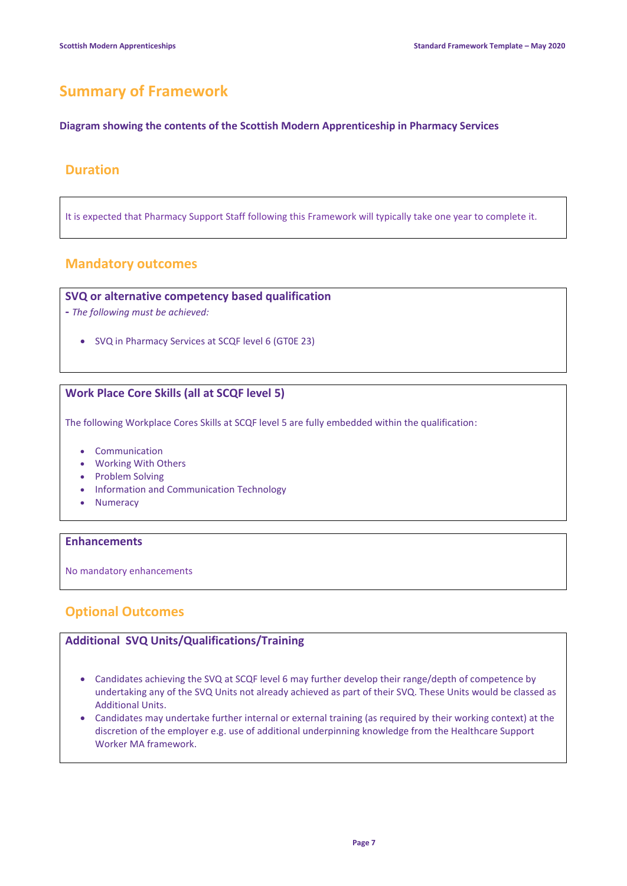## Summary of Framework

**Diagram showing the contents of the Scottish Modern Apprenticeship in Pharmacy Services**

### Duration

It is expected that Pharmacy Support Staff following this Framework will typically take one year to complete it.

### Mandatory outcomes

**SVQ or alternative competency based qualification**

- *The following must be achieved:*

- SVQ in Pharmacy Services at SCQF level 6 (GT0E 23)

**Work Place Core Skills (all at SCQF level 5)**

The following Workplace Cores Skills at SCQF level 5 are fully embedded within the qualification:

- Communication
- Working With Others
- Problem Solving
- Information and Communication Technology
- Numeracy

**Enhancements**

No mandatory enhancements

### Optional Outcomes

**Additional SVQ Units/Qualifications/Training**

- Candidates achieving the SVQ at SCQF level 6 may further develop their range/depth of competence by undertaking any of the SVQ Units not already achieved as part of their SVQ. These Units would be classed as Additional Units.
- Candidates may undertake further internal or external training (as required by their working context) at the discretion of the employer e.g. use of additional underpinning knowledge from the Healthcare Support Worker MA framework.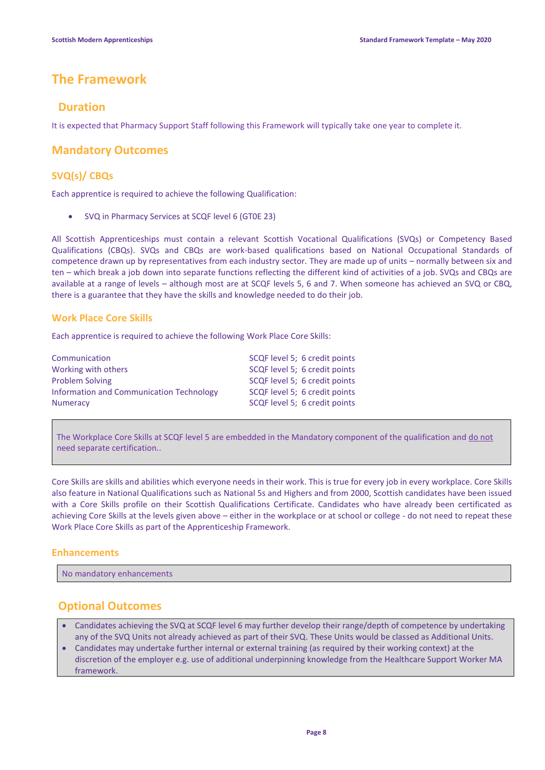# The Framework

## Duration

It is expected that Pharmacy Support Staff following this Framework will typically take one year to complete it.

## Mandatory Outcomes

### SVQ(s)/ CBQs

Each apprentice is required to achieve the following Qualification:

- SVQ in Pharmacy Services at SCQF level 6 (GT0E 23)

All Scottish Apprenticeships must contain a relevant Scottish Vocational Qualifications (SVQs) or Competency Based Qualifications (CBQs). SVQs and CBQs are work-based qualifications based on National Occupational Standards of competence drawn up by representatives from each industry sector. They are made up of units – normally between six and ten – which break a job down into separate functions reflecting the different kind of activities of a job. SVQs and CBQs are available at a range of levels – although most are at SCQF levels 5, 6 and 7. When someone has achieved an SVQ or CBQ, there is a guarantee that they have the skills and knowledge needed to do their job.

### Work Place Core Skills

Each apprentice is required to achieve the following Work Place Core Skills:

| | |
|---|---|
| Communication | SCQF level 5; 6 credit points |
| Working with others | SCQF level 5; 6 credit points |
| Problem Solving | SCQF level 5; 6 credit points |
| Information and Communication Technology | SCQF level 5; 6 credit points |
| Numeracy | SCQF level 5; 6 credit points |

The Workplace Core Skills at SCQF level 5 are embedded in the Mandatory component of the qualification and <u>do not</u> need separate certification..

Core Skills are skills and abilities which everyone needs in their work. This is true for every job in every workplace. Core Skills also feature in National Qualifications such as National 5s and Highers and from 2000, Scottish candidates have been issued with a Core Skills profile on their Scottish Qualifications Certificate. Candidates who have already been certificated as achieving Core Skills at the levels given above – either in the workplace or at school or college - do not need to repeat these Work Place Core Skills as part of the Apprenticeship Framework.

### Enhancements

No mandatory enhancements

## Optional Outcomes

- Candidates achieving the SVQ at SCQF level 6 may further develop their range/depth of competence by undertaking any of the SVQ Units not already achieved as part of their SVQ. These Units would be classed as Additional Units.
- Candidates may undertake further internal or external training (as required by their working context) at the discretion of the employer e.g. use of additional underpinning knowledge from the Healthcare Support Worker MA framework.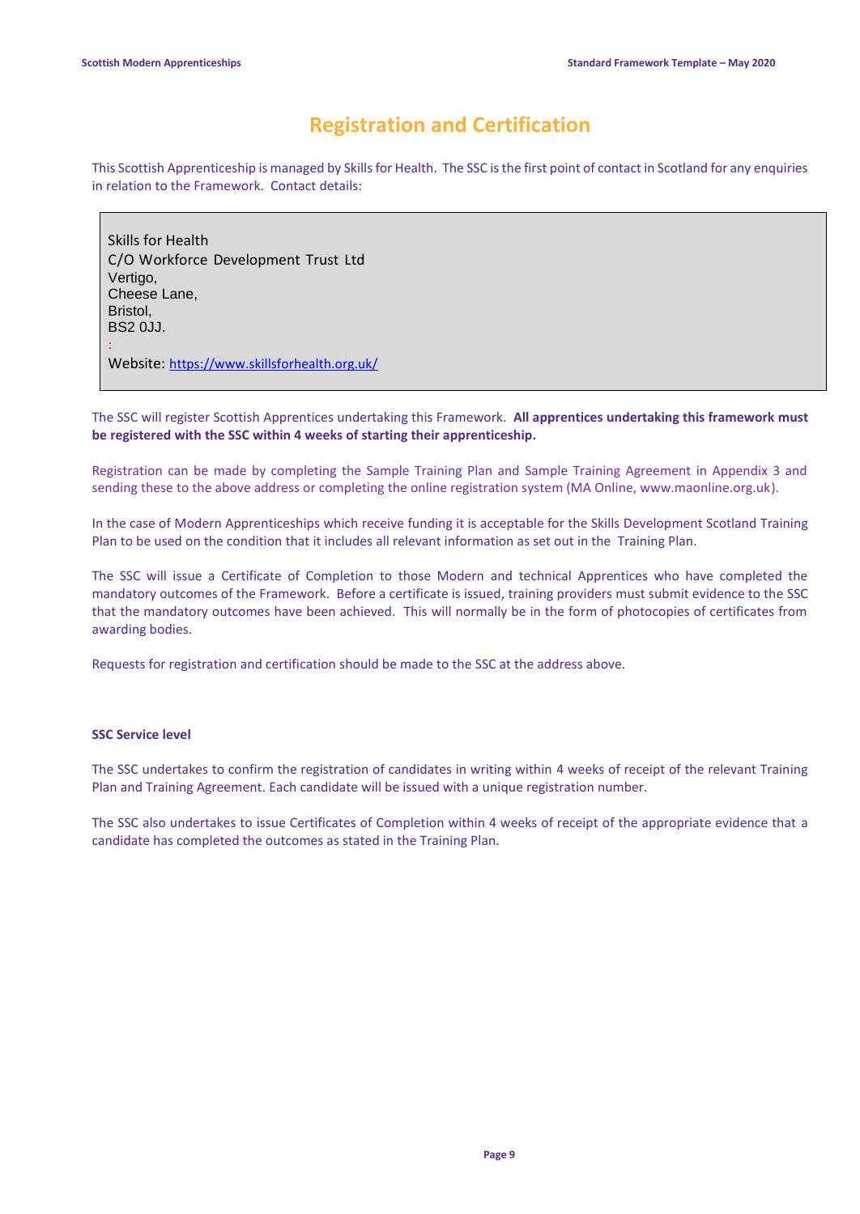# Registration and Certification

This Scottish Apprenticeship is managed by Skills for Health. The SSC is the first point of contact in Scotland for any enquiries in relation to the Framework. Contact details:

Skills for Health
C/O Workforce Development Trust Ltd
Vertigo,
Cheese Lane,
Bristol,
BS2 0JJ.
:
Website: https://www.skillsforhealth.org.uk/

The SSC will register Scottish Apprentices undertaking this Framework. **All apprentices undertaking this framework must be registered with the SSC within 4 weeks of starting their apprenticeship.**

Registration can be made by completing the Sample Training Plan and Sample Training Agreement in Appendix 3 and sending these to the above address or completing the online registration system (MA Online, www.maonline.org.uk).

In the case of Modern Apprenticeships which receive funding it is acceptable for the Skills Development Scotland Training Plan to be used on the condition that it includes all relevant information as set out in the Training Plan.

The SSC will issue a Certificate of Completion to those Modern and technical Apprentices who have completed the mandatory outcomes of the Framework. Before a certificate is issued, training providers must submit evidence to the SSC that the mandatory outcomes have been achieved. This will normally be in the form of photocopies of certificates from awarding bodies.

Requests for registration and certification should be made to the SSC at the address above.

**SSC Service level**

The SSC undertakes to confirm the registration of candidates in writing within 4 weeks of receipt of the relevant Training Plan and Training Agreement. Each candidate will be issued with a unique registration number.

The SSC also undertakes to issue Certificates of Completion within 4 weeks of receipt of the appropriate evidence that a candidate has completed the outcomes as stated in the Training Plan.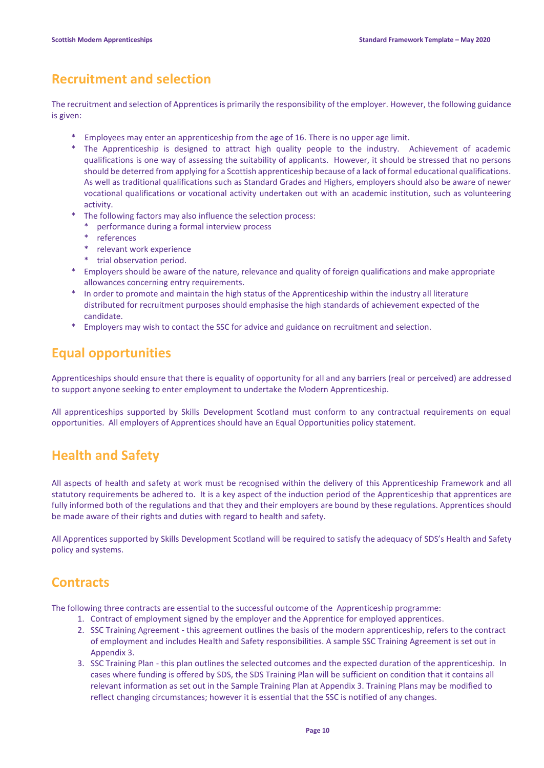## Recruitment and selection

The recruitment and selection of Apprentices is primarily the responsibility of the employer. However, the following guidance is given:

* Employees may enter an apprenticeship from the age of 16. There is no upper age limit.
* The Apprenticeship is designed to attract high quality people to the industry. Achievement of academic qualifications is one way of assessing the suitability of applicants. However, it should be stressed that no persons should be deterred from applying for a Scottish apprenticeship because of a lack of formal educational qualifications. As well as traditional qualifications such as Standard Grades and Highers, employers should also be aware of newer vocational qualifications or vocational activity undertaken out with an academic institution, such as volunteering activity.
* The following factors may also influence the selection process:
    * performance during a formal interview process
    * references
    * relevant work experience
    * trial observation period.
* Employers should be aware of the nature, relevance and quality of foreign qualifications and make appropriate allowances concerning entry requirements.
* In order to promote and maintain the high status of the Apprenticeship within the industry all literature distributed for recruitment purposes should emphasise the high standards of achievement expected of the candidate.
* Employers may wish to contact the SSC for advice and guidance on recruitment and selection.

## Equal opportunities

Apprenticeships should ensure that there is equality of opportunity for all and any barriers (real or perceived) are addressed to support anyone seeking to enter employment to undertake the Modern Apprenticeship.

All apprenticeships supported by Skills Development Scotland must conform to any contractual requirements on equal opportunities. All employers of Apprentices should have an Equal Opportunities policy statement.

## Health and Safety

All aspects of health and safety at work must be recognised within the delivery of this Apprenticeship Framework and all statutory requirements be adhered to. It is a key aspect of the induction period of the Apprenticeship that apprentices are fully informed both of the regulations and that they and their employers are bound by these regulations. Apprentices should be made aware of their rights and duties with regard to health and safety.

All Apprentices supported by Skills Development Scotland will be required to satisfy the adequacy of SDS's Health and Safety policy and systems.

## Contracts

The following three contracts are essential to the successful outcome of the Apprenticeship programme:

1. Contract of employment signed by the employer and the Apprentice for employed apprentices.
2. SSC Training Agreement - this agreement outlines the basis of the modern apprenticeship, refers to the contract of employment and includes Health and Safety responsibilities. A sample SSC Training Agreement is set out in Appendix 3.
3. SSC Training Plan - this plan outlines the selected outcomes and the expected duration of the apprenticeship. In cases where funding is offered by SDS, the SDS Training Plan will be sufficient on condition that it contains all relevant information as set out in the Sample Training Plan at Appendix 3. Training Plans may be modified to reflect changing circumstances; however it is essential that the SSC is notified of any changes.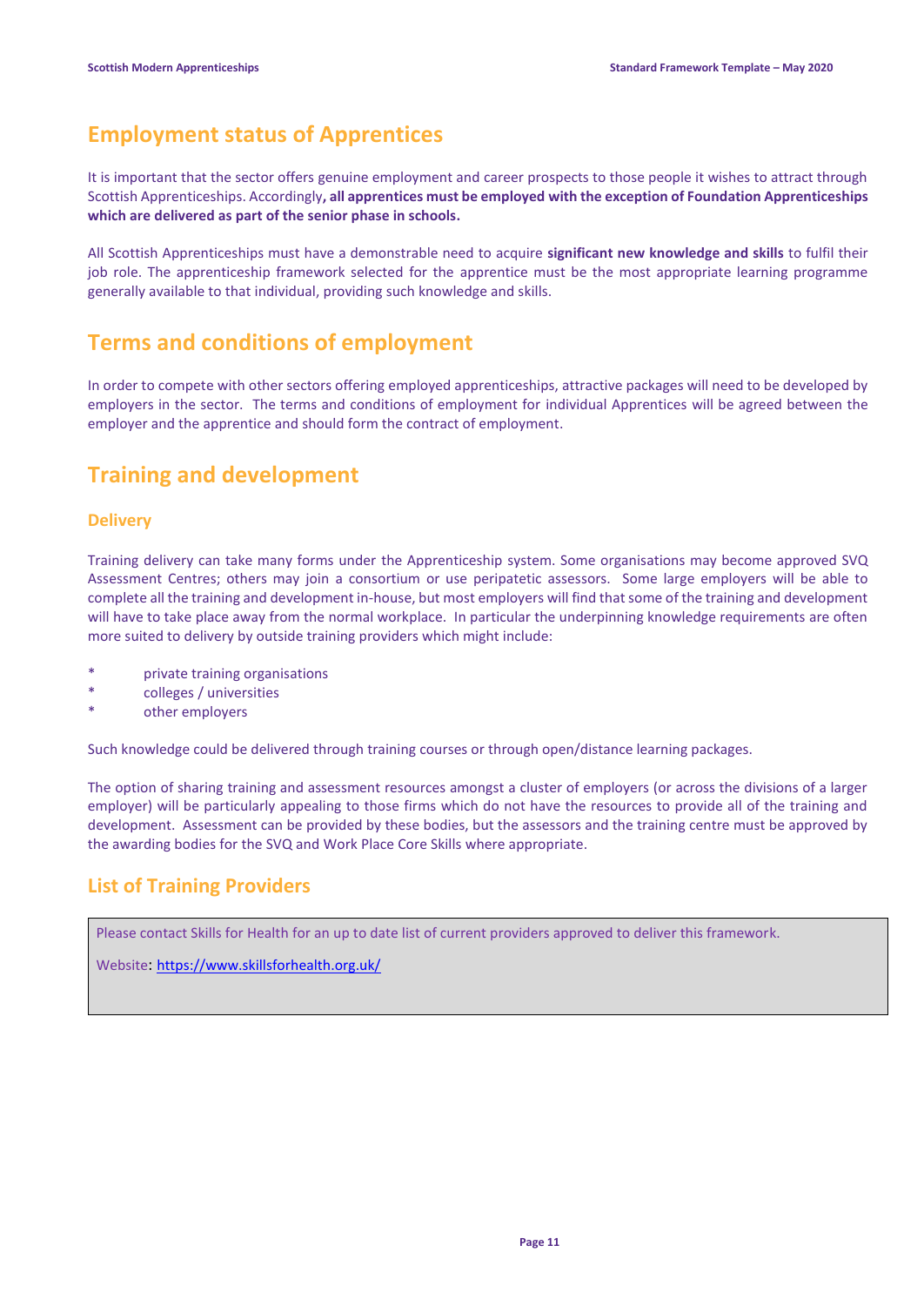# Employment status of Apprentices

It is important that the sector offers genuine employment and career prospects to those people it wishes to attract through Scottish Apprenticeships. Accordingly**, all apprentices must be employed with the exception of Foundation Apprenticeships which are delivered as part of the senior phase in schools.**

All Scottish Apprenticeships must have a demonstrable need to acquire **significant new knowledge and skills** to fulfil their job role. The apprenticeship framework selected for the apprentice must be the most appropriate learning programme generally available to that individual, providing such knowledge and skills.

# Terms and conditions of employment

In order to compete with other sectors offering employed apprenticeships, attractive packages will need to be developed by employers in the sector. The terms and conditions of employment for individual Apprentices will be agreed between the employer and the apprentice and should form the contract of employment.

# Training and development

## Delivery

Training delivery can take many forms under the Apprenticeship system. Some organisations may become approved SVQ Assessment Centres; others may join a consortium or use peripatetic assessors. Some large employers will be able to complete all the training and development in-house, but most employers will find that some of the training and development will have to take place away from the normal workplace. In particular the underpinning knowledge requirements are often more suited to delivery by outside training providers which might include:

* private training organisations
* colleges / universities
* other employers

Such knowledge could be delivered through training courses or through open/distance learning packages.

The option of sharing training and assessment resources amongst a cluster of employers (or across the divisions of a larger employer) will be particularly appealing to those firms which do not have the resources to provide all of the training and development. Assessment can be provided by these bodies, but the assessors and the training centre must be approved by the awarding bodies for the SVQ and Work Place Core Skills where appropriate.

## List of Training Providers

Please contact Skills for Health for an up to date list of current providers approved to deliver this framework.

Website: https://www.skillsforhealth.org.uk/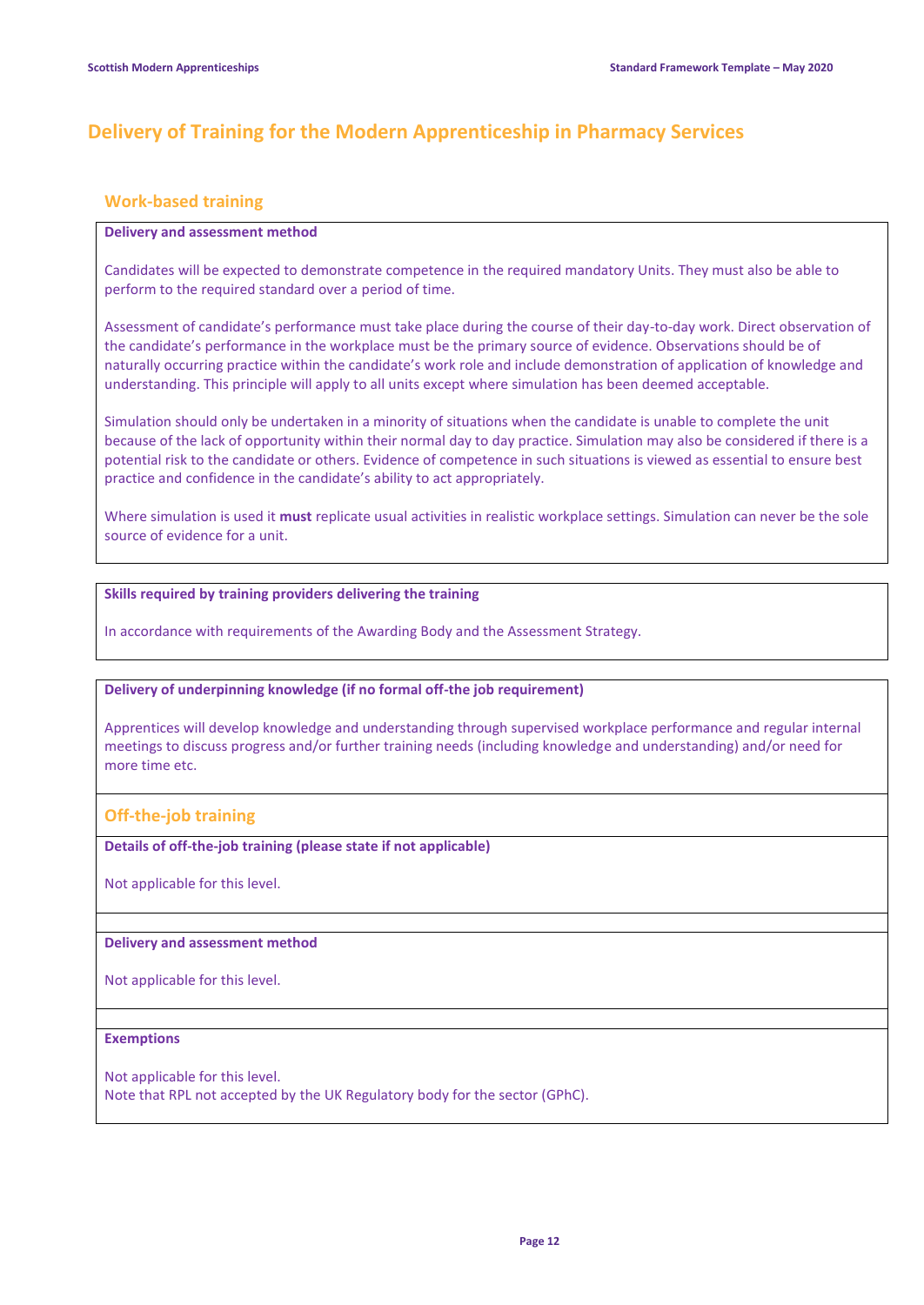## Delivery of Training for the Modern Apprenticeship in Pharmacy Services

### Work-based training

**Delivery and assessment method**

Candidates will be expected to demonstrate competence in the required mandatory Units. They must also be able to perform to the required standard over a period of time.

Assessment of candidate's performance must take place during the course of their day-to-day work. Direct observation of the candidate's performance in the workplace must be the primary source of evidence. Observations should be of naturally occurring practice within the candidate's work role and include demonstration of application of knowledge and understanding. This principle will apply to all units except where simulation has been deemed acceptable.

Simulation should only be undertaken in a minority of situations when the candidate is unable to complete the unit because of the lack of opportunity within their normal day to day practice. Simulation may also be considered if there is a potential risk to the candidate or others. Evidence of competence in such situations is viewed as essential to ensure best practice and confidence in the candidate's ability to act appropriately.

Where simulation is used it **must** replicate usual activities in realistic workplace settings. Simulation can never be the sole source of evidence for a unit.

**Skills required by training providers delivering the training**

In accordance with requirements of the Awarding Body and the Assessment Strategy.

**Delivery of underpinning knowledge (if no formal off-the job requirement)**

Apprentices will develop knowledge and understanding through supervised workplace performance and regular internal meetings to discuss progress and/or further training needs (including knowledge and understanding) and/or need for more time etc.

### Off-the-job training

**Details of off-the-job training (please state if not applicable)**

Not applicable for this level.

**Delivery and assessment method**

Not applicable for this level.

**Exemptions**

Not applicable for this level.
Note that RPL not accepted by the UK Regulatory body for the sector (GPhC).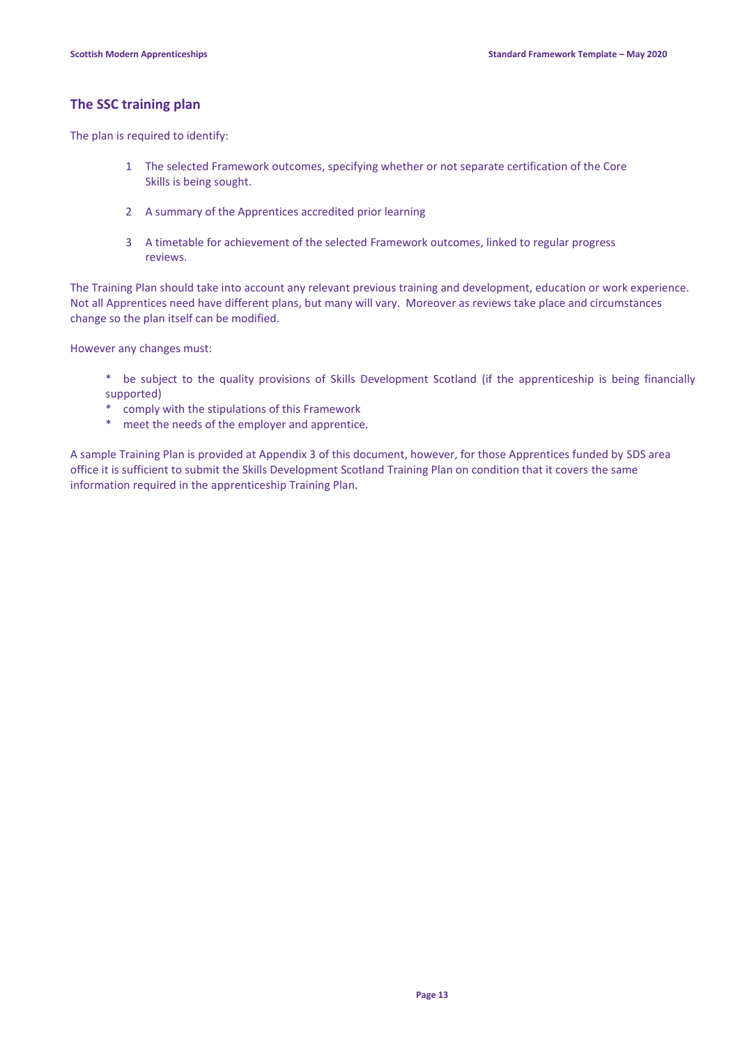## The SSC training plan

The plan is required to identify:

1. The selected Framework outcomes, specifying whether or not separate certification of the Core Skills is being sought.

2. A summary of the Apprentices accredited prior learning

3. A timetable for achievement of the selected Framework outcomes, linked to regular progress reviews.

The Training Plan should take into account any relevant previous training and development, education or work experience. Not all Apprentices need have different plans, but many will vary. Moreover as reviews take place and circumstances change so the plan itself can be modified.

However any changes must:

* be subject to the quality provisions of Skills Development Scotland (if the apprenticeship is being financially supported)
* comply with the stipulations of this Framework
* meet the needs of the employer and apprentice.

A sample Training Plan is provided at Appendix 3 of this document, however, for those Apprentices funded by SDS area office it is sufficient to submit the Skills Development Scotland Training Plan on condition that it covers the same information required in the apprenticeship Training Plan.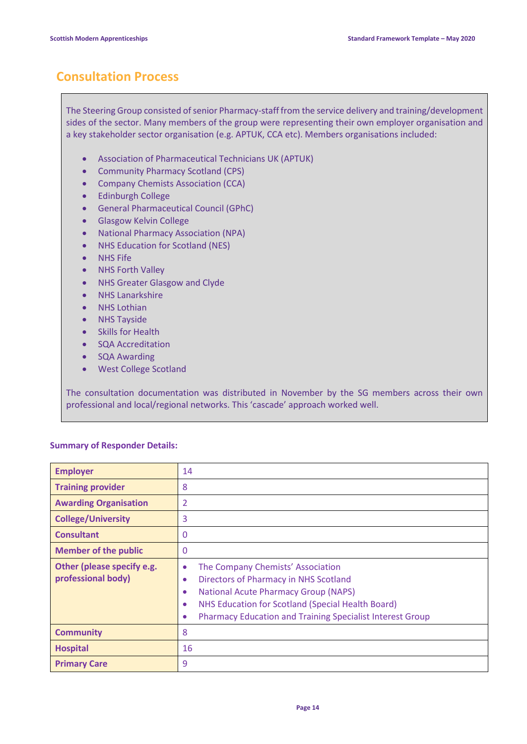## Consultation Process

The Steering Group consisted of senior Pharmacy-staff from the service delivery and training/development sides of the sector. Many members of the group were representing their own employer organisation and a key stakeholder sector organisation (e.g. APTUK, CCA etc). Members organisations included:

- Association of Pharmaceutical Technicians UK (APTUK)
- Community Pharmacy Scotland (CPS)
- Company Chemists Association (CCA)
- Edinburgh College
- General Pharmaceutical Council (GPhC)
- Glasgow Kelvin College
- National Pharmacy Association (NPA)
- NHS Education for Scotland (NES)
- NHS Fife
- NHS Forth Valley
- NHS Greater Glasgow and Clyde
- NHS Lanarkshire
- NHS Lothian
- NHS Tayside
- Skills for Health
- SQA Accreditation
- SQA Awarding
- West College Scotland

The consultation documentation was distributed in November by the SG members across their own professional and local/regional networks. This 'cascade' approach worked well.

### Summary of Responder Details:

| | |
|---|---|
| **Employer** | 14 |
| **Training provider** | 8 |
| **Awarding Organisation** | 2 |
| **College/University** | 3 |
| **Consultant** | 0 |
| **Member of the public** | 0 |
| **Other (please specify e.g. professional body)** | • The Company Chemists' Association<br>• Directors of Pharmacy in NHS Scotland<br>• National Acute Pharmacy Group (NAPS)<br>• NHS Education for Scotland (Special Health Board)<br>• Pharmacy Education and Training Specialist Interest Group |
| **Community** | 8 |
| **Hospital** | 16 |
| **Primary Care** | 9 |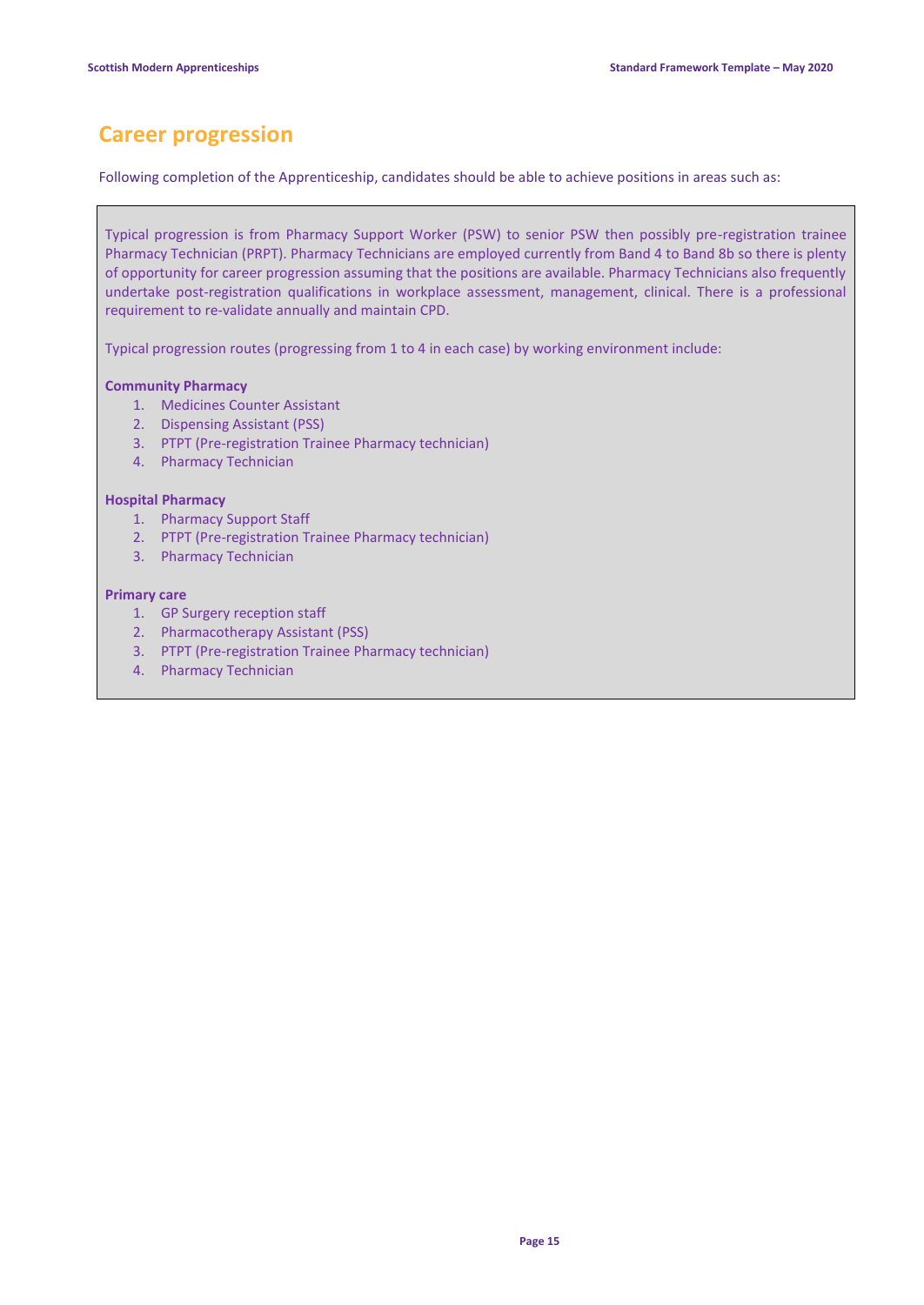## Career progression

Following completion of the Apprenticeship, candidates should be able to achieve positions in areas such as:

Typical progression is from Pharmacy Support Worker (PSW) to senior PSW then possibly pre-registration trainee Pharmacy Technician (PRPT). Pharmacy Technicians are employed currently from Band 4 to Band 8b so there is plenty of opportunity for career progression assuming that the positions are available. Pharmacy Technicians also frequently undertake post-registration qualifications in workplace assessment, management, clinical. There is a professional requirement to re-validate annually and maintain CPD.

Typical progression routes (progressing from 1 to 4 in each case) by working environment include:

**Community Pharmacy**

1. Medicines Counter Assistant
2. Dispensing Assistant (PSS)
3. PTPT (Pre-registration Trainee Pharmacy technician)
4. Pharmacy Technician

**Hospital Pharmacy**

1. Pharmacy Support Staff
2. PTPT (Pre-registration Trainee Pharmacy technician)
3. Pharmacy Technician

**Primary care**

1. GP Surgery reception staff
2. Pharmacotherapy Assistant (PSS)
3. PTPT (Pre-registration Trainee Pharmacy technician)
4. Pharmacy Technician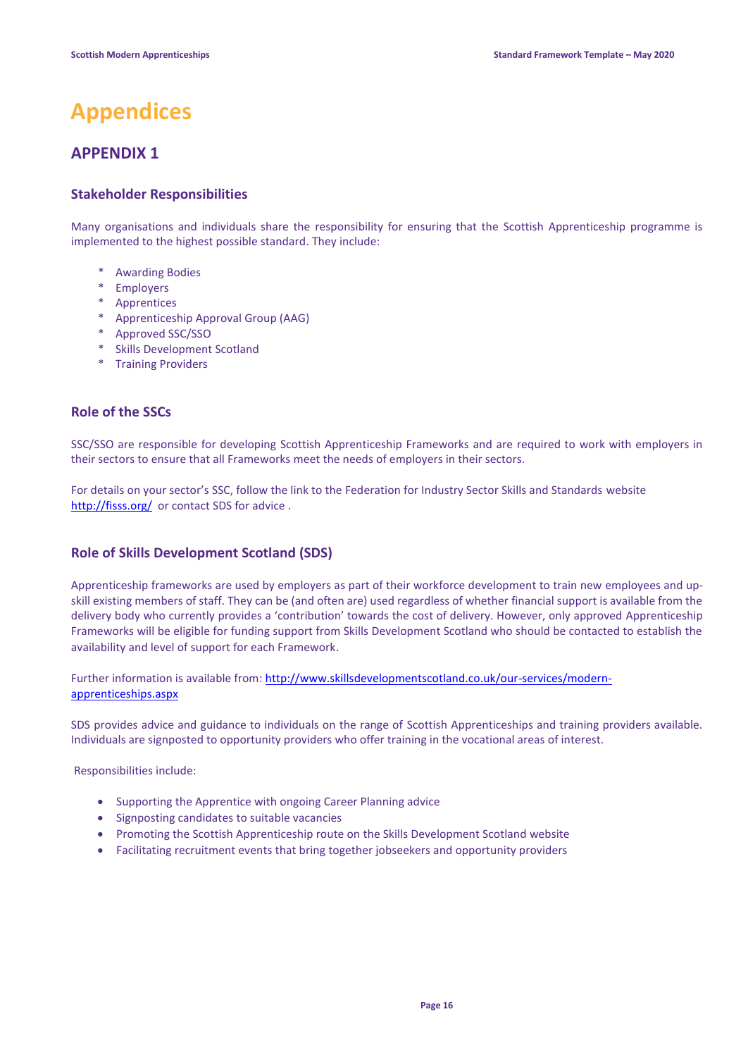# Appendices

## APPENDIX 1

### Stakeholder Responsibilities

Many organisations and individuals share the responsibility for ensuring that the Scottish Apprenticeship programme is implemented to the highest possible standard. They include:

* Awarding Bodies
* Employers
* Apprentices
* Apprenticeship Approval Group (AAG)
* Approved SSC/SSO
* Skills Development Scotland
* Training Providers

### Role of the SSCs

SSC/SSO are responsible for developing Scottish Apprenticeship Frameworks and are required to work with employers in their sectors to ensure that all Frameworks meet the needs of employers in their sectors.

For details on your sector's SSC, follow the link to the Federation for Industry Sector Skills and Standards website [http://fisss.org/](http://fisss.org/) or contact SDS for advice .

### Role of Skills Development Scotland (SDS)

Apprenticeship frameworks are used by employers as part of their workforce development to train new employees and up-skill existing members of staff. They can be (and often are) used regardless of whether financial support is available from the delivery body who currently provides a 'contribution' towards the cost of delivery. However, only approved Apprenticeship Frameworks will be eligible for funding support from Skills Development Scotland who should be contacted to establish the availability and level of support for each Framework.

Further information is available from: [http://www.skillsdevelopmentscotland.co.uk/our-services/modern-apprenticeships.aspx](http://www.skillsdevelopmentscotland.co.uk/our-services/modern-apprenticeships.aspx)

SDS provides advice and guidance to individuals on the range of Scottish Apprenticeships and training providers available. Individuals are signposted to opportunity providers who offer training in the vocational areas of interest.

Responsibilities include:

- Supporting the Apprentice with ongoing Career Planning advice
- Signposting candidates to suitable vacancies
- Promoting the Scottish Apprenticeship route on the Skills Development Scotland website
- Facilitating recruitment events that bring together jobseekers and opportunity providers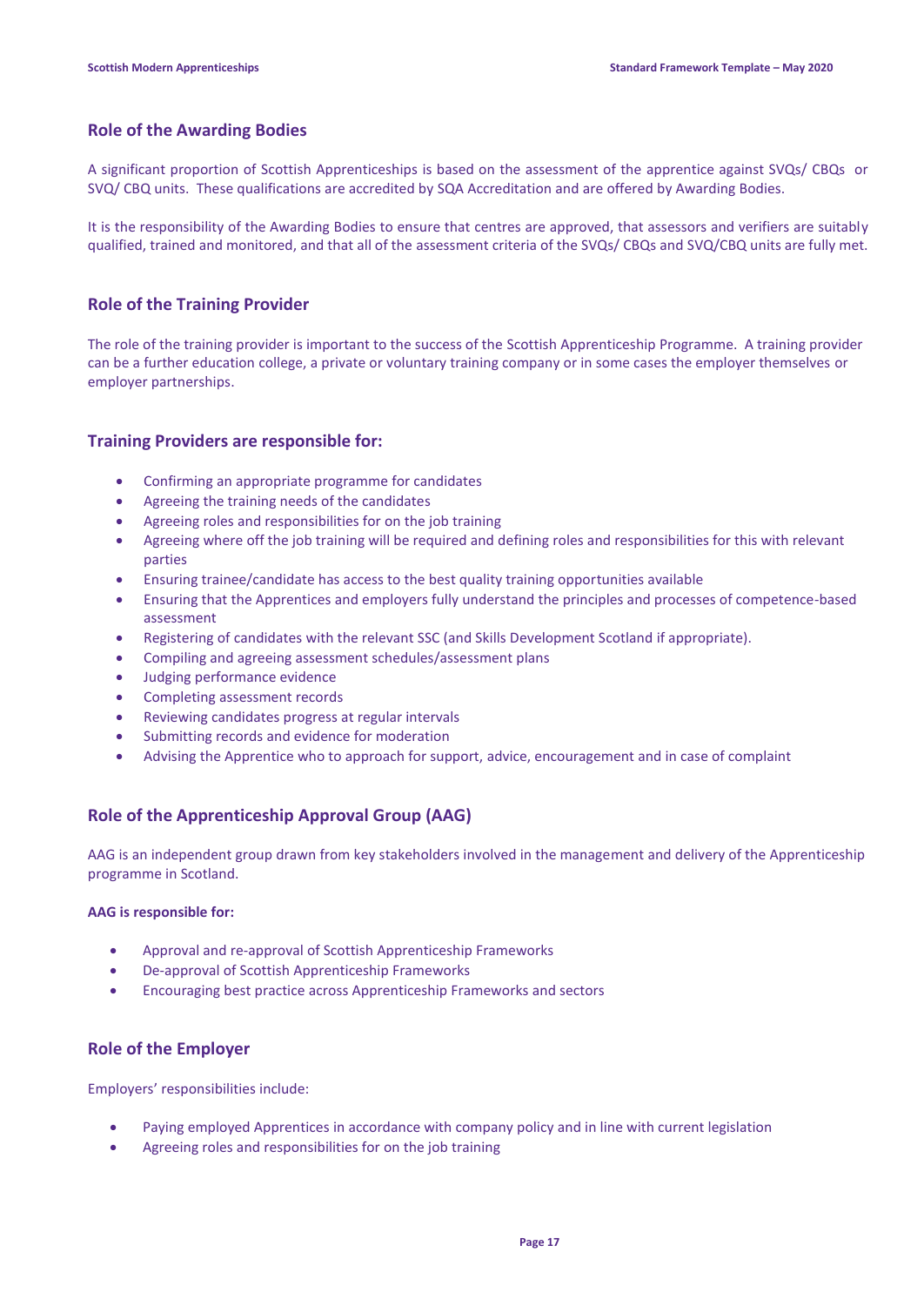## Role of the Awarding Bodies

A significant proportion of Scottish Apprenticeships is based on the assessment of the apprentice against SVQs/ CBQs or SVQ/ CBQ units. These qualifications are accredited by SQA Accreditation and are offered by Awarding Bodies.

It is the responsibility of the Awarding Bodies to ensure that centres are approved, that assessors and verifiers are suitably qualified, trained and monitored, and that all of the assessment criteria of the SVQs/ CBQs and SVQ/CBQ units are fully met.

## Role of the Training Provider

The role of the training provider is important to the success of the Scottish Apprenticeship Programme. A training provider can be a further education college, a private or voluntary training company or in some cases the employer themselves or employer partnerships.

## Training Providers are responsible for:

- Confirming an appropriate programme for candidates
- Agreeing the training needs of the candidates
- Agreeing roles and responsibilities for on the job training
- Agreeing where off the job training will be required and defining roles and responsibilities for this with relevant parties
- Ensuring trainee/candidate has access to the best quality training opportunities available
- Ensuring that the Apprentices and employers fully understand the principles and processes of competence-based assessment
- Registering of candidates with the relevant SSC (and Skills Development Scotland if appropriate).
- Compiling and agreeing assessment schedules/assessment plans
- Judging performance evidence
- Completing assessment records
- Reviewing candidates progress at regular intervals
- Submitting records and evidence for moderation
- Advising the Apprentice who to approach for support, advice, encouragement and in case of complaint

## Role of the Apprenticeship Approval Group (AAG)

AAG is an independent group drawn from key stakeholders involved in the management and delivery of the Apprenticeship programme in Scotland.

**AAG is responsible for:**

- Approval and re-approval of Scottish Apprenticeship Frameworks
- De-approval of Scottish Apprenticeship Frameworks
- Encouraging best practice across Apprenticeship Frameworks and sectors

## Role of the Employer

Employers' responsibilities include:

- Paying employed Apprentices in accordance with company policy and in line with current legislation
- Agreeing roles and responsibilities for on the job training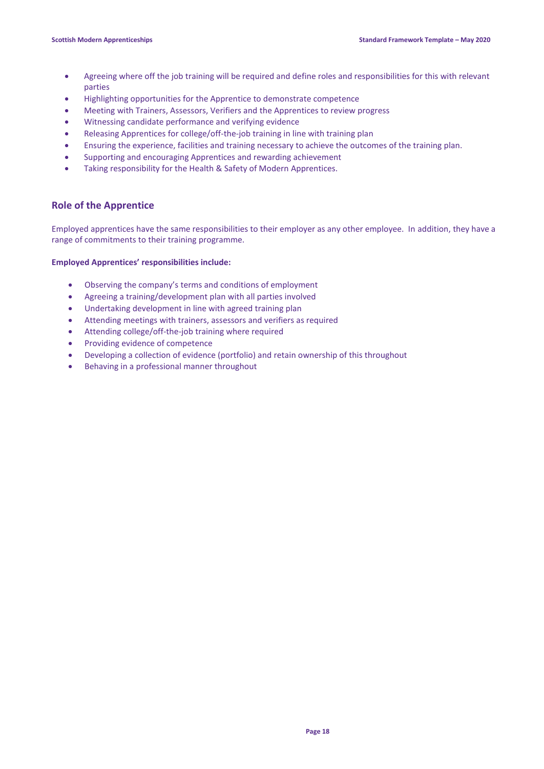- Agreeing where off the job training will be required and define roles and responsibilities for this with relevant parties
- Highlighting opportunities for the Apprentice to demonstrate competence
- Meeting with Trainers, Assessors, Verifiers and the Apprentices to review progress
- Witnessing candidate performance and verifying evidence
- Releasing Apprentices for college/off-the-job training in line with training plan
- Ensuring the experience, facilities and training necessary to achieve the outcomes of the training plan.
- Supporting and encouraging Apprentices and rewarding achievement
- Taking responsibility for the Health & Safety of Modern Apprentices.

## Role of the Apprentice

Employed apprentices have the same responsibilities to their employer as any other employee. In addition, they have a range of commitments to their training programme.

**Employed Apprentices' responsibilities include:**

- Observing the company's terms and conditions of employment
- Agreeing a training/development plan with all parties involved
- Undertaking development in line with agreed training plan
- Attending meetings with trainers, assessors and verifiers as required
- Attending college/off-the-job training where required
- Providing evidence of competence
- Developing a collection of evidence (portfolio) and retain ownership of this throughout
- Behaving in a professional manner throughout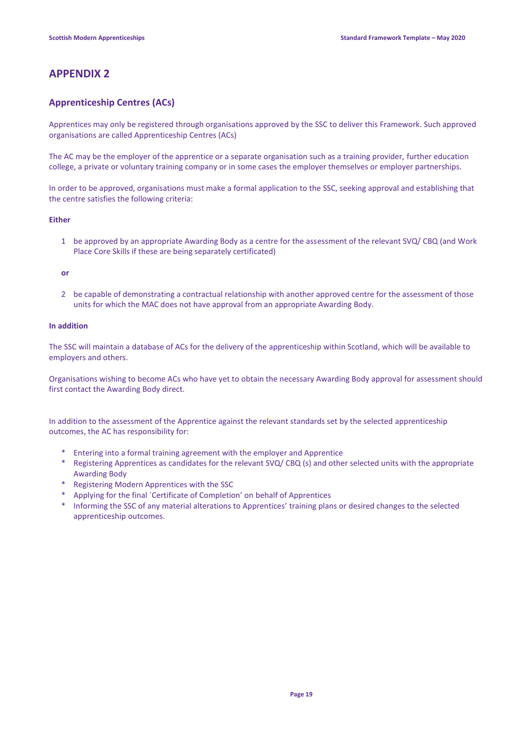# APPENDIX 2

## Apprenticeship Centres (ACs)

Apprentices may only be registered through organisations approved by the SSC to deliver this Framework. Such approved organisations are called Apprenticeship Centres (ACs)

The AC may be the employer of the apprentice or a separate organisation such as a training provider, further education college, a private or voluntary training company or in some cases the employer themselves or employer partnerships.

In order to be approved, organisations must make a formal application to the SSC, seeking approval and establishing that the centre satisfies the following criteria:

**Either**

1. be approved by an appropriate Awarding Body as a centre for the assessment of the relevant SVQ/ CBQ (and Work Place Core Skills if these are being separately certificated)

**or**

2. be capable of demonstrating a contractual relationship with another approved centre for the assessment of those units for which the MAC does not have approval from an appropriate Awarding Body.

**In addition**

The SSC will maintain a database of ACs for the delivery of the apprenticeship within Scotland, which will be available to employers and others.

Organisations wishing to become ACs who have yet to obtain the necessary Awarding Body approval for assessment should first contact the Awarding Body direct.

In addition to the assessment of the Apprentice against the relevant standards set by the selected apprenticeship outcomes, the AC has responsibility for:

* Entering into a formal training agreement with the employer and Apprentice
* Registering Apprentices as candidates for the relevant SVQ/ CBQ (s) and other selected units with the appropriate Awarding Body
* Registering Modern Apprentices with the SSC
* Applying for the final `Certificate of Completion' on behalf of Apprentices
* Informing the SSC of any material alterations to Apprentices' training plans or desired changes to the selected apprenticeship outcomes.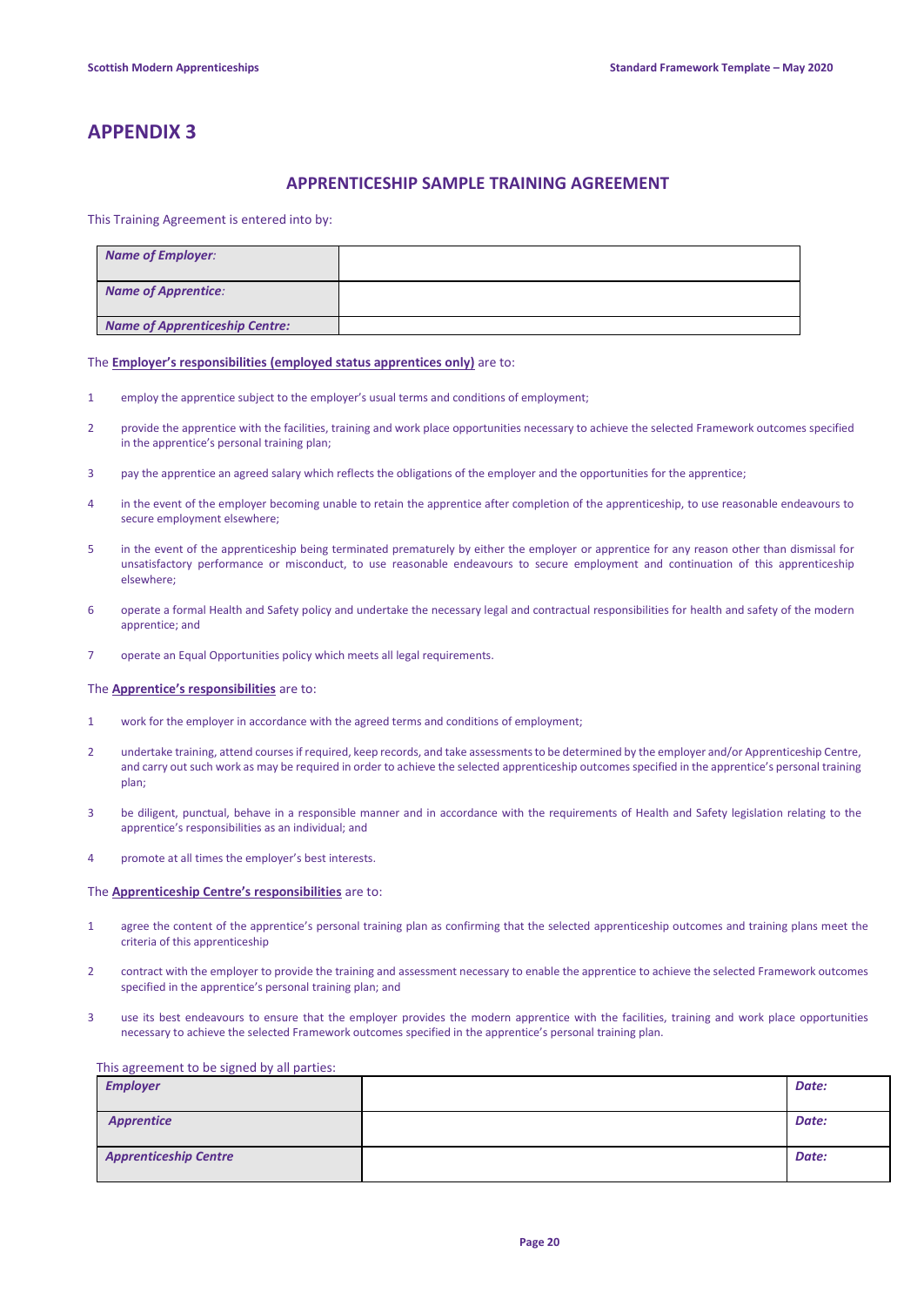# APPENDIX 3

## APPRENTICESHIP SAMPLE TRAINING AGREEMENT

This Training Agreement is entered into by:

| | |
|---|---|
| ***Name of Employer:*** | |
| ***Name of Apprentice:*** | |
| ***Name of Apprenticeship Centre:*** | |

The **Employer's responsibilities (employed status apprentices only)** are to:

1. employ the apprentice subject to the employer's usual terms and conditions of employment;
2. provide the apprentice with the facilities, training and work place opportunities necessary to achieve the selected Framework outcomes specified in the apprentice's personal training plan;
3. pay the apprentice an agreed salary which reflects the obligations of the employer and the opportunities for the apprentice;
4. in the event of the employer becoming unable to retain the apprentice after completion of the apprenticeship, to use reasonable endeavours to secure employment elsewhere;
5. in the event of the apprenticeship being terminated prematurely by either the employer or apprentice for any reason other than dismissal for unsatisfactory performance or misconduct, to use reasonable endeavours to secure employment and continuation of this apprenticeship elsewhere;
6. operate a formal Health and Safety policy and undertake the necessary legal and contractual responsibilities for health and safety of the modern apprentice; and
7. operate an Equal Opportunities policy which meets all legal requirements.

The **Apprentice's responsibilities** are to:

1. work for the employer in accordance with the agreed terms and conditions of employment;
2. undertake training, attend courses if required, keep records, and take assessments to be determined by the employer and/or Apprenticeship Centre, and carry out such work as may be required in order to achieve the selected apprenticeship outcomes specified in the apprentice's personal training plan;
3. be diligent, punctual, behave in a responsible manner and in accordance with the requirements of Health and Safety legislation relating to the apprentice's responsibilities as an individual; and
4. promote at all times the employer's best interests.

The **Apprenticeship Centre's responsibilities** are to:

1. agree the content of the apprentice's personal training plan as confirming that the selected apprenticeship outcomes and training plans meet the criteria of this apprenticeship
2. contract with the employer to provide the training and assessment necessary to enable the apprentice to achieve the selected Framework outcomes specified in the apprentice's personal training plan; and
3. use its best endeavours to ensure that the employer provides the modern apprentice with the facilities, training and work place opportunities necessary to achieve the selected Framework outcomes specified in the apprentice's personal training plan.

This agreement to be signed by all parties:

| | | |
|---|---|---|
| ***Employer*** | | ***Date:*** |
| ***Apprentice*** | | ***Date:*** |
| ***Apprenticeship Centre*** | | ***Date:*** |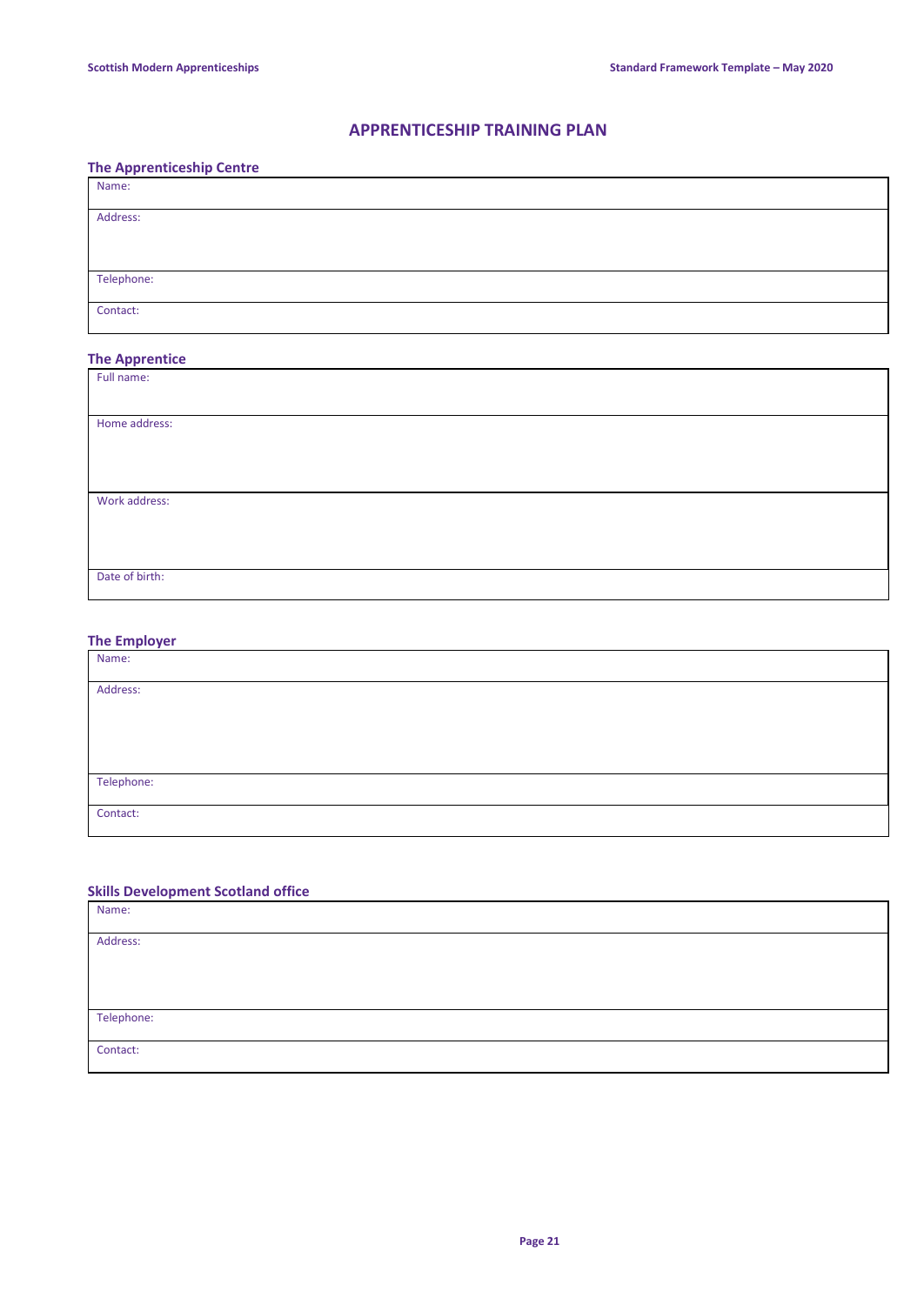# APPRENTICESHIP TRAINING PLAN

## The Apprenticeship Centre

| Name: |
|---|
| Address: |
| Telephone: |
| Contact: |

## The Apprentice

| Full name: |
|---|
| Home address: |
| Work address: |
| Date of birth: |

## The Employer

| Name: |
|---|
| Address: |
| Telephone: |
| Contact: |

## Skills Development Scotland office

| Name: |
|---|
| Address: |
| Telephone: |
| Contact: |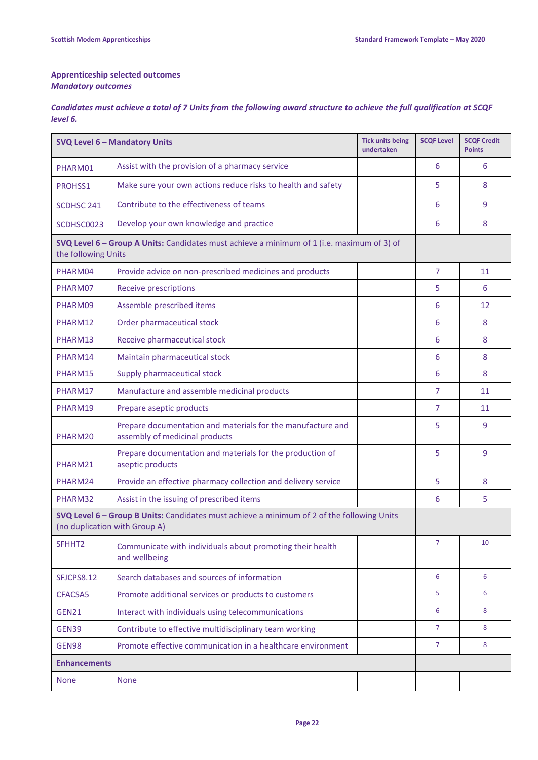**Apprenticeship selected outcomes**
***Mandatory outcomes***

***Candidates must achieve a total of 7 Units from the following award structure to achieve the full qualification at SCQF level 6.***

| **SVQ Level 6 – Mandatory Units** | | Tick units being undertaken | SCQF Level | SCQF Credit Points |
|---|---|---|---|---|
| PHARM01 | Assist with the provision of a pharmacy service | | 6 | 6 |
| PROHSS1 | Make sure your own actions reduce risks to health and safety | | 5 | 8 |
| SCDHSC 241 | Contribute to the effectiveness of teams | | 6 | 9 |
| SCDHSC0023 | Develop your own knowledge and practice | | 6 | 8 |
| **SVQ Level 6 – Group A Units:** Candidates must achieve a minimum of 1 (i.e. maximum of 3) of the following Units | | | | |
| PHARM04 | Provide advice on non-prescribed medicines and products | | 7 | 11 |
| PHARM07 | Receive prescriptions | | 5 | 6 |
| PHARM09 | Assemble prescribed items | | 6 | 12 |
| PHARM12 | Order pharmaceutical stock | | 6 | 8 |
| PHARM13 | Receive pharmaceutical stock | | 6 | 8 |
| PHARM14 | Maintain pharmaceutical stock | | 6 | 8 |
| PHARM15 | Supply pharmaceutical stock | | 6 | 8 |
| PHARM17 | Manufacture and assemble medicinal products | | 7 | 11 |
| PHARM19 | Prepare aseptic products | | 7 | 11 |
| PHARM20 | Prepare documentation and materials for the manufacture and assembly of medicinal products | | 5 | 9 |
| PHARM21 | Prepare documentation and materials for the production of aseptic products | | 5 | 9 |
| PHARM24 | Provide an effective pharmacy collection and delivery service | | 5 | 8 |
| PHARM32 | Assist in the issuing of prescribed items | | 6 | 5 |
| **SVQ Level 6 – Group B Units:** Candidates must achieve a minimum of 2 of the following Units (no duplication with Group A) | | | | |
| SFHHT2 | Communicate with individuals about promoting their health and wellbeing | | 7 | 10 |
| SFJCPS8.12 | Search databases and sources of information | | 6 | 6 |
| CFACSA5 | Promote additional services or products to customers | | 5 | 6 |
| GEN21 | Interact with individuals using telecommunications | | 6 | 8 |
| GEN39 | Contribute to effective multidisciplinary team working | | 7 | 8 |
| GEN98 | Promote effective communication in a healthcare environment | | 7 | 8 |
| **Enhancements** | | | | |
| None | None | | | |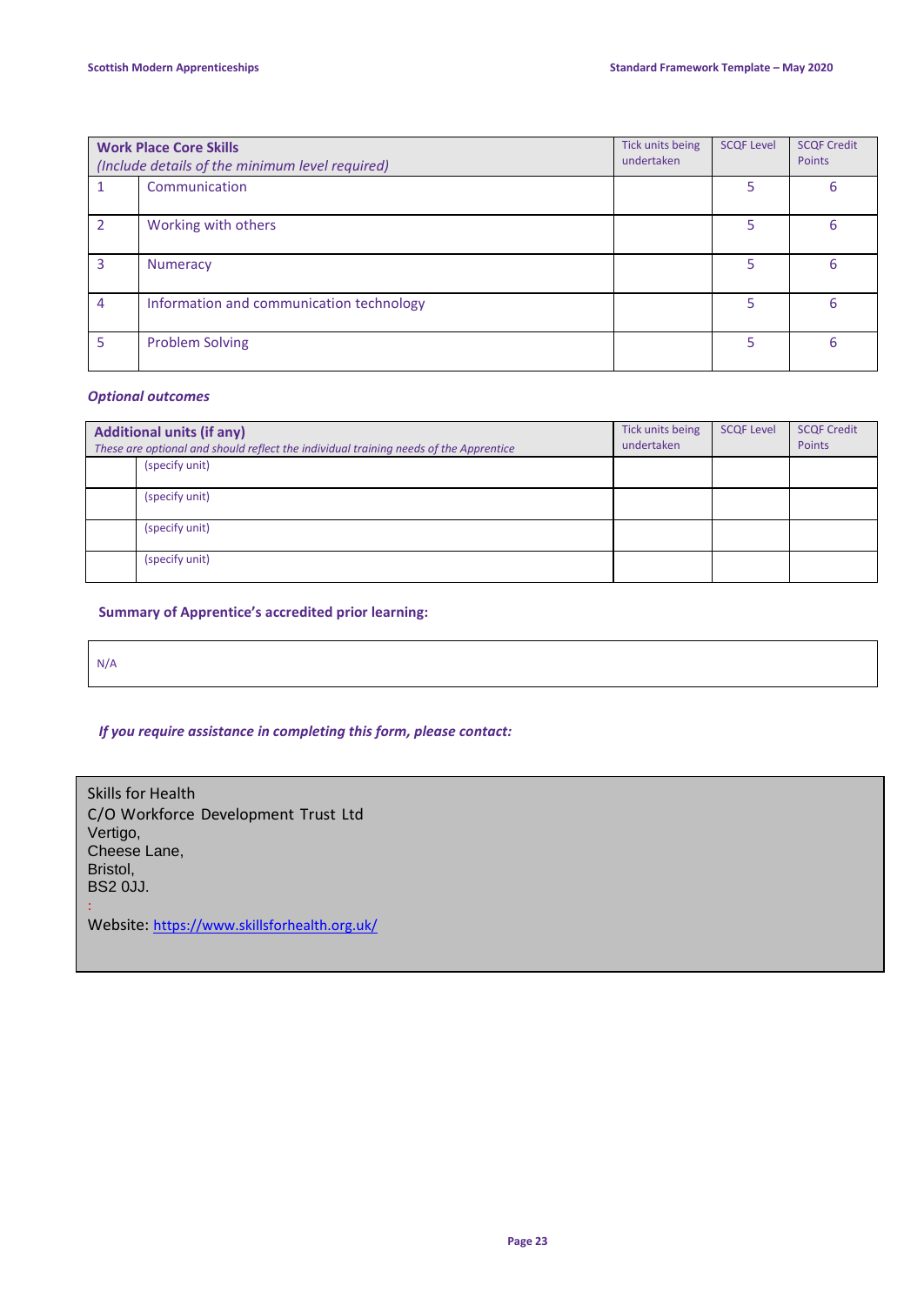| Work Place Core Skills<br>*(Include details of the minimum level required)* | | Tick units being undertaken | SCQF Level | SCQF Credit Points |
|---|---|---|---|---|
| 1 | Communication | | 5 | 6 |
| 2 | Working with others | | 5 | 6 |
| 3 | Numeracy | | 5 | 6 |
| 4 | Information and communication technology | | 5 | 6 |
| 5 | Problem Solving | | 5 | 6 |

***Optional outcomes***

| **Additional units (if any)**<br>*These are optional and should reflect the individual training needs of the Apprentice* | | Tick units being undertaken | SCQF Level | SCQF Credit Points |
|---|---|---|---|---|
| | (specify unit) | | | |
| | (specify unit) | | | |
| | (specify unit) | | | |
| | (specify unit) | | | |

**Summary of Apprentice's accredited prior learning:**

N/A

***If you require assistance in completing this form, please contact:***

Skills for Health  
C/O Workforce Development Trust Ltd  
Vertigo,  
Cheese Lane,  
Bristol,  
BS2 0JJ.  
:  
Website: https://www.skillsforhealth.org.uk/